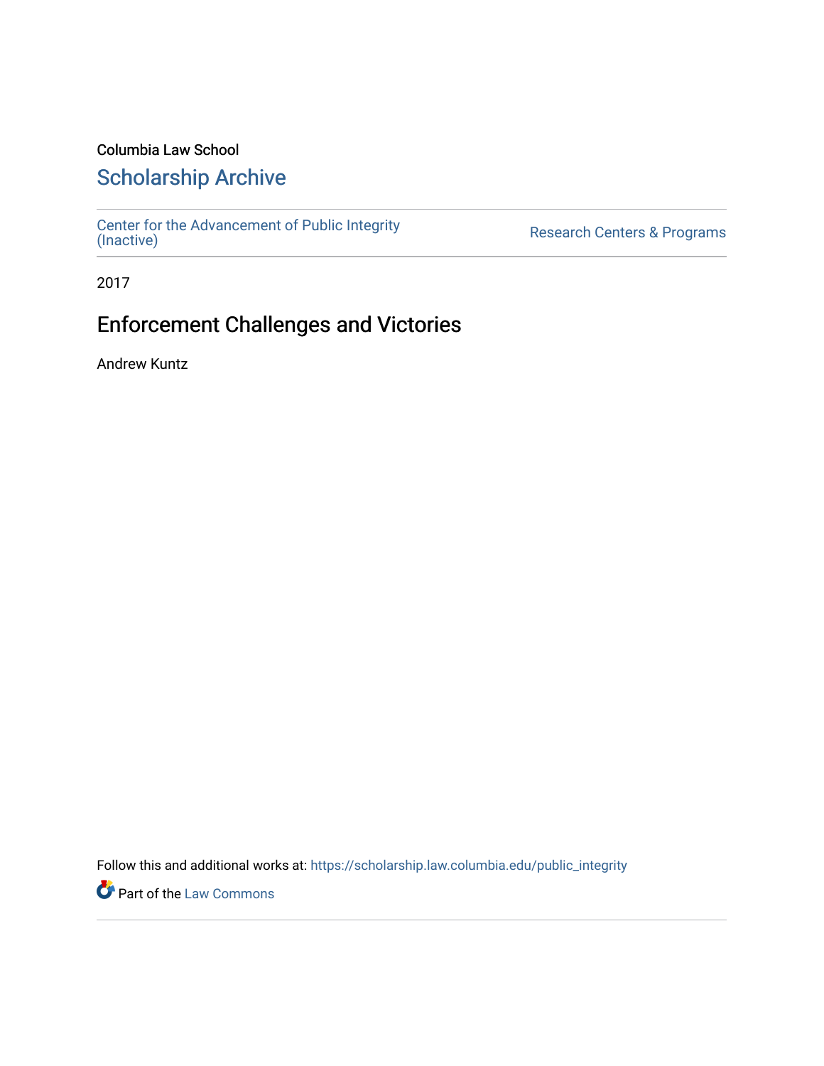Columbia Law School

# Scholarship Archive

Center for the Advancement of Public Integrity (Inactive)

Research Centers & Programs

2017

## Enforcement Challenges and Victories

Andrew Kuntz

Follow this and additional works at: https://scholarship.law.columbia.edu/public_integrity

Part of the Law Commons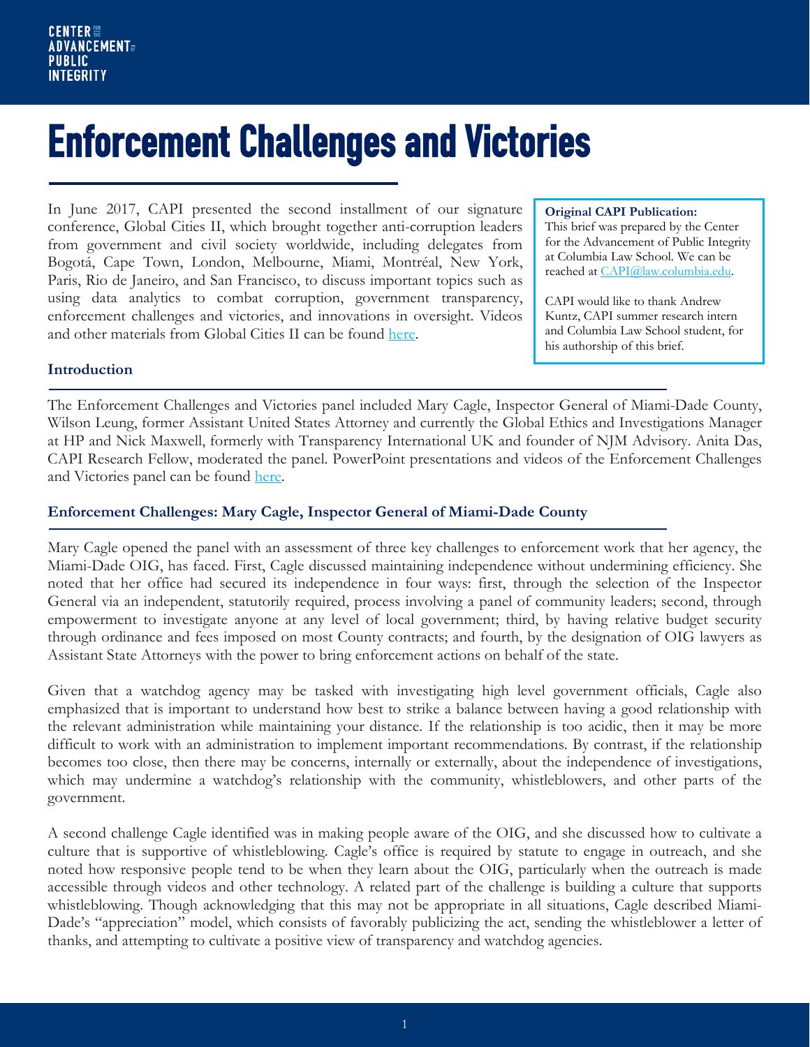# Enforcement Challenges and Victories

In June 2017, CAPI presented the second installment of our signature conference, Global Cities II, which brought together anti-corruption leaders from government and civil society worldwide, including delegates from Bogotá, Cape Town, London, Melbourne, Miami, Montréal, New York, Paris, Rio de Janeiro, and San Francisco, to discuss important topics such as using data analytics to combat corruption, government transparency, enforcement challenges and victories, and innovations in oversight. Videos and other materials from Global Cities II can be found here.

**Original CAPI Publication:**
This brief was prepared by the Center for the Advancement of Public Integrity at Columbia Law School. We can be reached at CAPI@law.columbia.edu.

CAPI would like to thank Andrew Kuntz, CAPI summer research intern and Columbia Law School student, for his authorship of this brief.

### Introduction

The Enforcement Challenges and Victories panel included Mary Cagle, Inspector General of Miami-Dade County, Wilson Leung, former Assistant United States Attorney and currently the Global Ethics and Investigations Manager at HP and Nick Maxwell, formerly with Transparency International UK and founder of NJM Advisory. Anita Das, CAPI Research Fellow, moderated the panel. PowerPoint presentations and videos of the Enforcement Challenges and Victories panel can be found here.

### Enforcement Challenges: Mary Cagle, Inspector General of Miami-Dade County

Mary Cagle opened the panel with an assessment of three key challenges to enforcement work that her agency, the Miami-Dade OIG, has faced. First, Cagle discussed maintaining independence without undermining efficiency. She noted that her office had secured its independence in four ways: first, through the selection of the Inspector General via an independent, statutorily required, process involving a panel of community leaders; second, through empowerment to investigate anyone at any level of local government; third, by having relative budget security through ordinance and fees imposed on most County contracts; and fourth, by the designation of OIG lawyers as Assistant State Attorneys with the power to bring enforcement actions on behalf of the state.

Given that a watchdog agency may be tasked with investigating high level government officials, Cagle also emphasized that is important to understand how best to strike a balance between having a good relationship with the relevant administration while maintaining your distance. If the relationship is too acidic, then it may be more difficult to work with an administration to implement important recommendations. By contrast, if the relationship becomes too close, then there may be concerns, internally or externally, about the independence of investigations, which may undermine a watchdog's relationship with the community, whistleblowers, and other parts of the government.

A second challenge Cagle identified was in making people aware of the OIG, and she discussed how to cultivate a culture that is supportive of whistleblowing. Cagle's office is required by statute to engage in outreach, and she noted how responsive people tend to be when they learn about the OIG, particularly when the outreach is made accessible through videos and other technology. A related part of the challenge is building a culture that supports whistleblowing. Though acknowledging that this may not be appropriate in all situations, Cagle described Miami-Dade's "appreciation" model, which consists of favorably publicizing the act, sending the whistleblower a letter of thanks, and attempting to cultivate a positive view of transparency and watchdog agencies.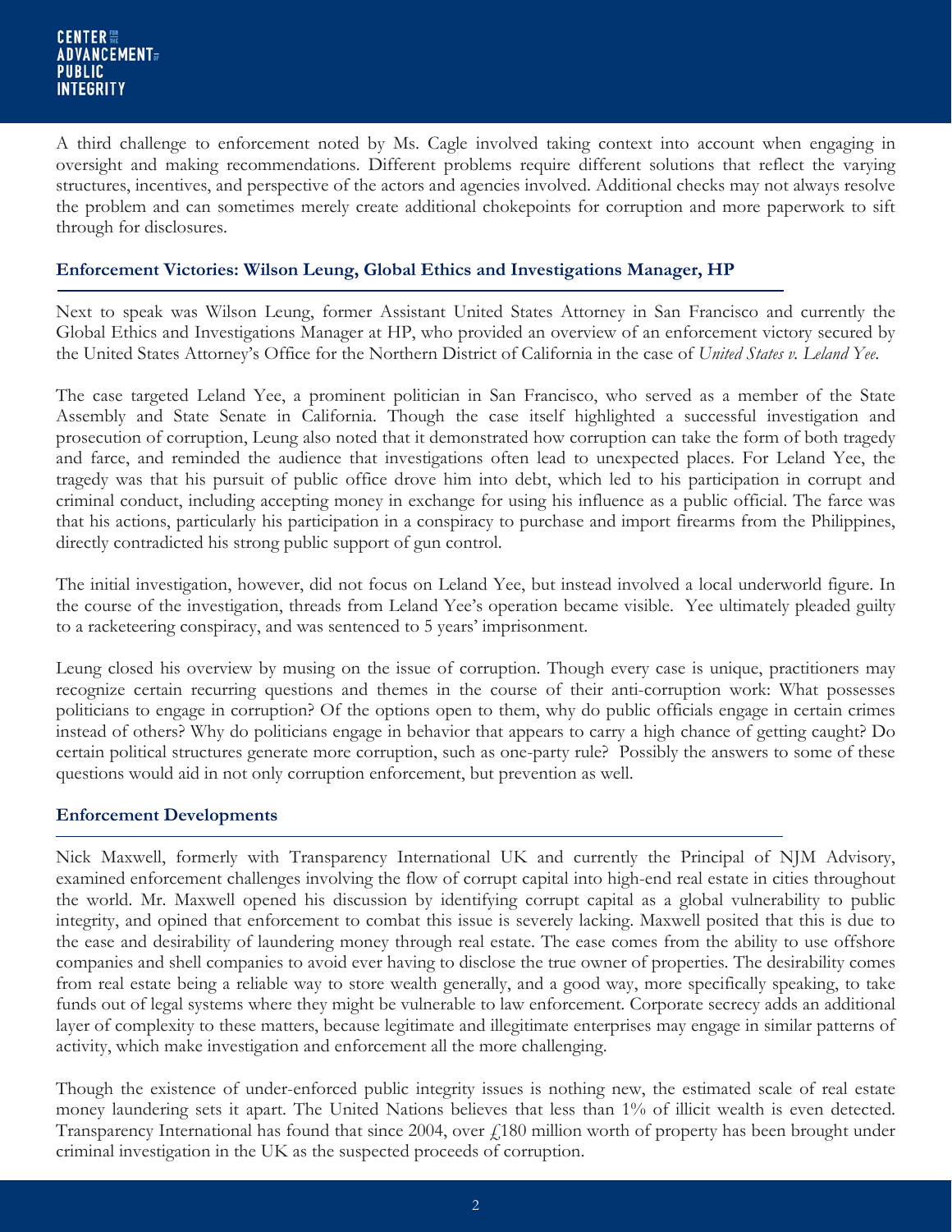A third challenge to enforcement noted by Ms. Cagle involved taking context into account when engaging in oversight and making recommendations. Different problems require different solutions that reflect the varying structures, incentives, and perspective of the actors and agencies involved. Additional checks may not always resolve the problem and can sometimes merely create additional chokepoints for corruption and more paperwork to sift through for disclosures.

### Enforcement Victories: Wilson Leung, Global Ethics and Investigations Manager, HP

Next to speak was Wilson Leung, former Assistant United States Attorney in San Francisco and currently the Global Ethics and Investigations Manager at HP, who provided an overview of an enforcement victory secured by the United States Attorney's Office for the Northern District of California in the case of *United States v. Leland Yee.*

The case targeted Leland Yee, a prominent politician in San Francisco, who served as a member of the State Assembly and State Senate in California. Though the case itself highlighted a successful investigation and prosecution of corruption, Leung also noted that it demonstrated how corruption can take the form of both tragedy and farce, and reminded the audience that investigations often lead to unexpected places. For Leland Yee, the tragedy was that his pursuit of public office drove him into debt, which led to his participation in corrupt and criminal conduct, including accepting money in exchange for using his influence as a public official. The farce was that his actions, particularly his participation in a conspiracy to purchase and import firearms from the Philippines, directly contradicted his strong public support of gun control.

The initial investigation, however, did not focus on Leland Yee, but instead involved a local underworld figure. In the course of the investigation, threads from Leland Yee's operation became visible. Yee ultimately pleaded guilty to a racketeering conspiracy, and was sentenced to 5 years' imprisonment.

Leung closed his overview by musing on the issue of corruption. Though every case is unique, practitioners may recognize certain recurring questions and themes in the course of their anti-corruption work: What possesses politicians to engage in corruption? Of the options open to them, why do public officials engage in certain crimes instead of others? Why do politicians engage in behavior that appears to carry a high chance of getting caught? Do certain political structures generate more corruption, such as one-party rule? Possibly the answers to some of these questions would aid in not only corruption enforcement, but prevention as well.

### Enforcement Developments

Nick Maxwell, formerly with Transparency International UK and currently the Principal of NJM Advisory, examined enforcement challenges involving the flow of corrupt capital into high-end real estate in cities throughout the world. Mr. Maxwell opened his discussion by identifying corrupt capital as a global vulnerability to public integrity, and opined that enforcement to combat this issue is severely lacking. Maxwell posited that this is due to the ease and desirability of laundering money through real estate. The ease comes from the ability to use offshore companies and shell companies to avoid ever having to disclose the true owner of properties. The desirability comes from real estate being a reliable way to store wealth generally, and a good way, more specifically speaking, to take funds out of legal systems where they might be vulnerable to law enforcement. Corporate secrecy adds an additional layer of complexity to these matters, because legitimate and illegitimate enterprises may engage in similar patterns of activity, which make investigation and enforcement all the more challenging.

Though the existence of under-enforced public integrity issues is nothing new, the estimated scale of real estate money laundering sets it apart. The United Nations believes that less than 1% of illicit wealth is even detected. Transparency International has found that since 2004, over £180 million worth of property has been brought under criminal investigation in the UK as the suspected proceeds of corruption.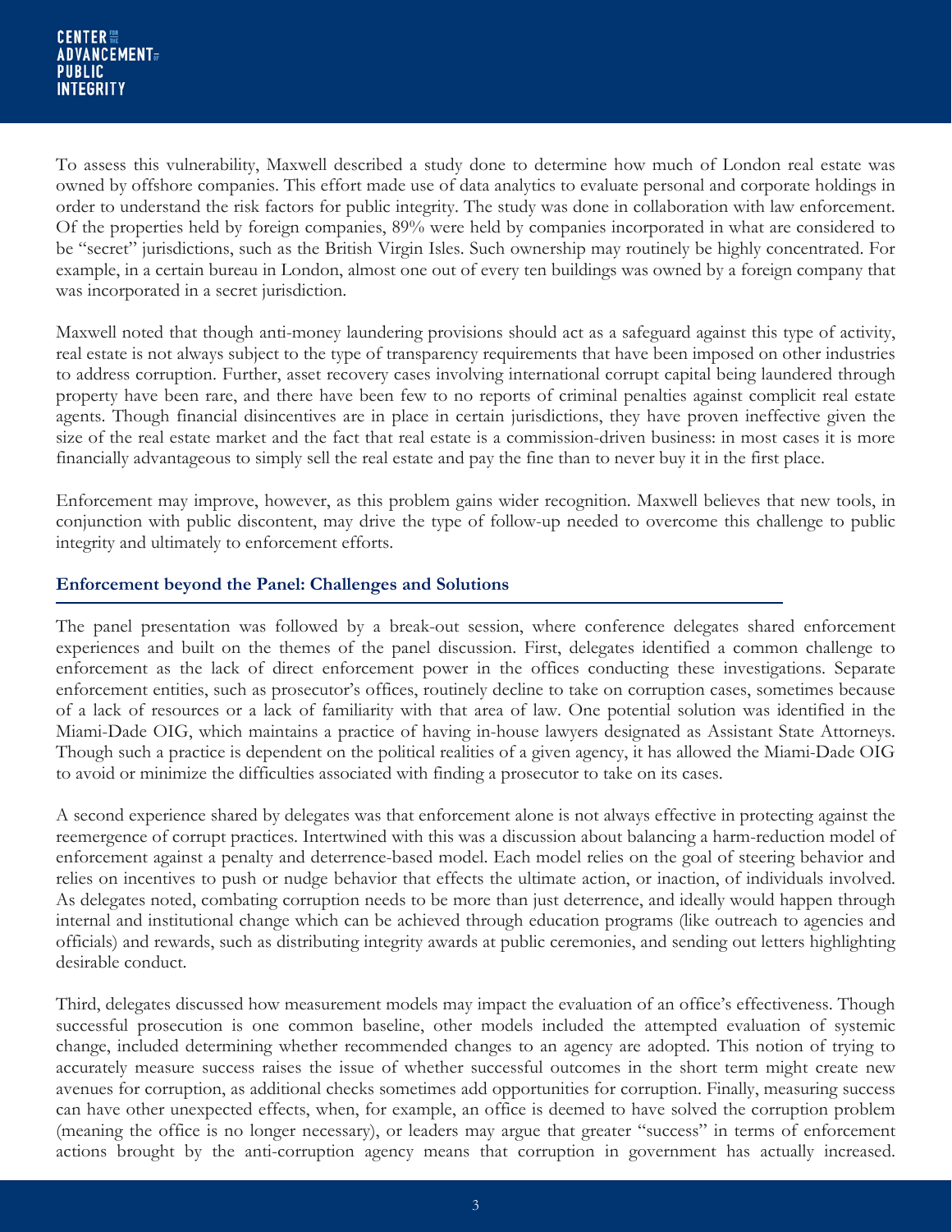To assess this vulnerability, Maxwell described a study done to determine how much of London real estate was owned by offshore companies. This effort made use of data analytics to evaluate personal and corporate holdings in order to understand the risk factors for public integrity. The study was done in collaboration with law enforcement. Of the properties held by foreign companies, 89% were held by companies incorporated in what are considered to be "secret" jurisdictions, such as the British Virgin Isles. Such ownership may routinely be highly concentrated. For example, in a certain bureau in London, almost one out of every ten buildings was owned by a foreign company that was incorporated in a secret jurisdiction.

Maxwell noted that though anti-money laundering provisions should act as a safeguard against this type of activity, real estate is not always subject to the type of transparency requirements that have been imposed on other industries to address corruption. Further, asset recovery cases involving international corrupt capital being laundered through property have been rare, and there have been few to no reports of criminal penalties against complicit real estate agents. Though financial disincentives are in place in certain jurisdictions, they have proven ineffective given the size of the real estate market and the fact that real estate is a commission-driven business: in most cases it is more financially advantageous to simply sell the real estate and pay the fine than to never buy it in the first place.

Enforcement may improve, however, as this problem gains wider recognition. Maxwell believes that new tools, in conjunction with public discontent, may drive the type of follow-up needed to overcome this challenge to public integrity and ultimately to enforcement efforts.

## Enforcement beyond the Panel: Challenges and Solutions

The panel presentation was followed by a break-out session, where conference delegates shared enforcement experiences and built on the themes of the panel discussion. First, delegates identified a common challenge to enforcement as the lack of direct enforcement power in the offices conducting these investigations. Separate enforcement entities, such as prosecutor's offices, routinely decline to take on corruption cases, sometimes because of a lack of resources or a lack of familiarity with that area of law. One potential solution was identified in the Miami-Dade OIG, which maintains a practice of having in-house lawyers designated as Assistant State Attorneys. Though such a practice is dependent on the political realities of a given agency, it has allowed the Miami-Dade OIG to avoid or minimize the difficulties associated with finding a prosecutor to take on its cases.

A second experience shared by delegates was that enforcement alone is not always effective in protecting against the reemergence of corrupt practices. Intertwined with this was a discussion about balancing a harm-reduction model of enforcement against a penalty and deterrence-based model. Each model relies on the goal of steering behavior and relies on incentives to push or nudge behavior that effects the ultimate action, or inaction, of individuals involved. As delegates noted, combating corruption needs to be more than just deterrence, and ideally would happen through internal and institutional change which can be achieved through education programs (like outreach to agencies and officials) and rewards, such as distributing integrity awards at public ceremonies, and sending out letters highlighting desirable conduct.

Third, delegates discussed how measurement models may impact the evaluation of an office's effectiveness. Though successful prosecution is one common baseline, other models included the attempted evaluation of systemic change, included determining whether recommended changes to an agency are adopted. This notion of trying to accurately measure success raises the issue of whether successful outcomes in the short term might create new avenues for corruption, as additional checks sometimes add opportunities for corruption. Finally, measuring success can have other unexpected effects, when, for example, an office is deemed to have solved the corruption problem (meaning the office is no longer necessary), or leaders may argue that greater "success" in terms of enforcement actions brought by the anti-corruption agency means that corruption in government has actually increased.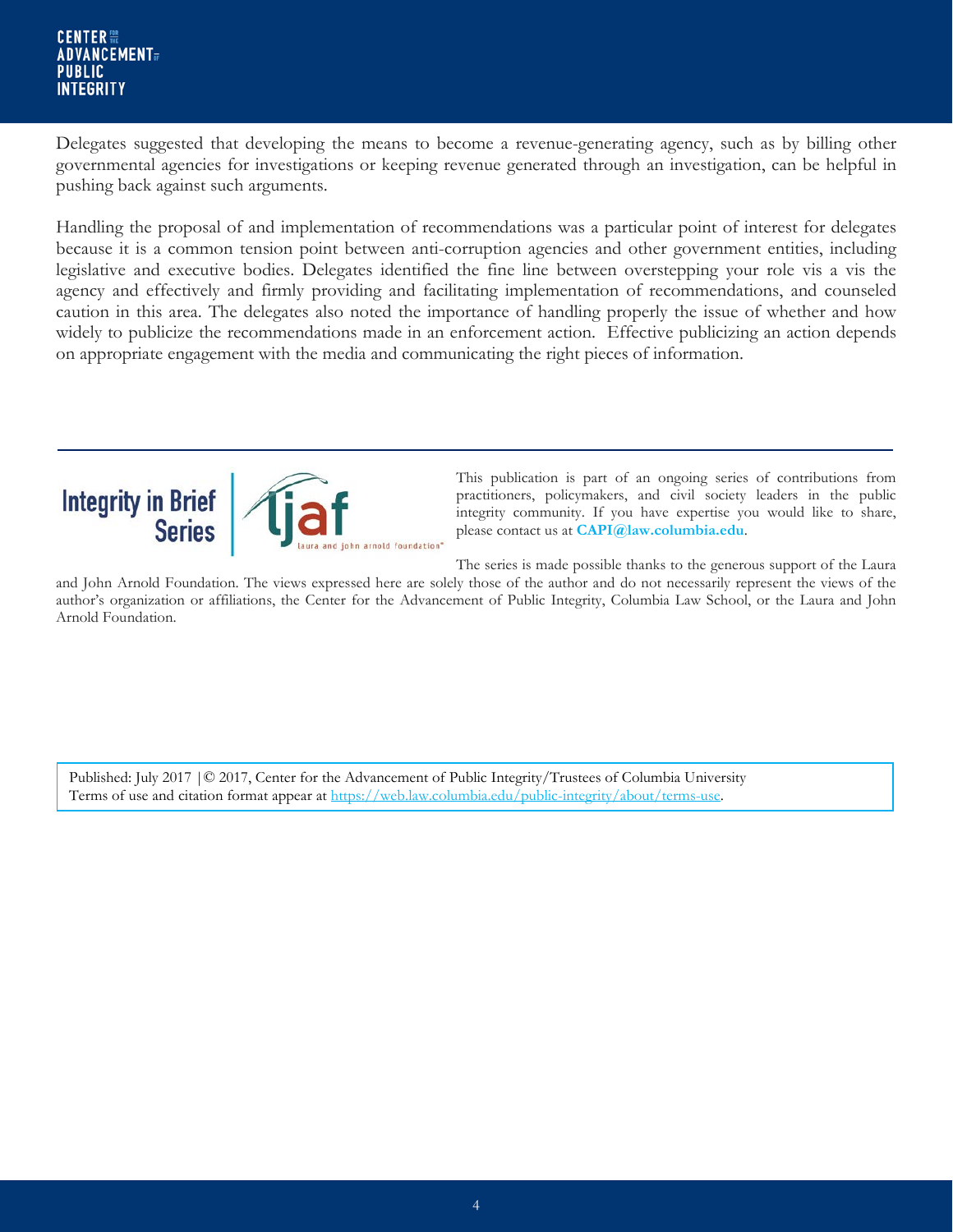Delegates suggested that developing the means to become a revenue-generating agency, such as by billing other governmental agencies for investigations or keeping revenue generated through an investigation, can be helpful in pushing back against such arguments.

Handling the proposal of and implementation of recommendations was a particular point of interest for delegates because it is a common tension point between anti-corruption agencies and other government entities, including legislative and executive bodies. Delegates identified the fine line between overstepping your role vis a vis the agency and effectively and firmly providing and facilitating implementation of recommendations, and counseled caution in this area. The delegates also noted the importance of handling properly the issue of whether and how widely to publicize the recommendations made in an enforcement action. Effective publicizing an action depends on appropriate engagement with the media and communicating the right pieces of information.

---

Integrity in Brief Series

This publication is part of an ongoing series of contributions from practitioners, policymakers, and civil society leaders in the public integrity community. If you have expertise you would like to share, please contact us at **CAPI@law.columbia.edu**.

The series is made possible thanks to the generous support of the Laura and John Arnold Foundation. The views expressed here are solely those of the author and do not necessarily represent the views of the author's organization or affiliations, the Center for the Advancement of Public Integrity, Columbia Law School, or the Laura and John Arnold Foundation.

Published: July 2017 | © 2017, Center for the Advancement of Public Integrity/Trustees of Columbia University
Terms of use and citation format appear at https://web.law.columbia.edu/public-integrity/about/terms-use.